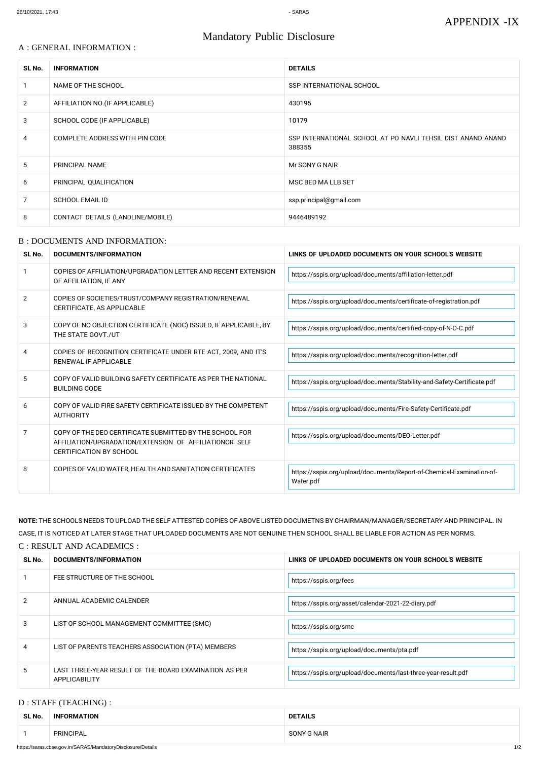APPENDIX -IX

# Mandatory Public Disclosure

## A : GENERAL INFORMATION :

| SL No. | INFORMATION | DETAILS |
|---|---|---|
| 1 | NAME OF THE SCHOOL | SSP INTERNATIONAL SCHOOL |
| 2 | AFFILIATION NO.(IF APPLICABLE) | 430195 |
| 3 | SCHOOL CODE (IF APPLICABLE) | 10179 |
| 4 | COMPLETE ADDRESS WITH PIN CODE | SSP INTERNATIONAL SCHOOL AT PO NAVLI TEHSIL DIST ANAND ANAND 388355 |
| 5 | PRINCIPAL NAME | Mr SONY G NAIR |
| 6 | PRINCIPAL QUALIFICATION | MSC BED MA LLB SET |
| 7 | SCHOOL EMAIL ID | ssp.principal@gmail.com |
| 8 | CONTACT DETAILS (LANDLINE/MOBILE) | 9446489192 |

## B : DOCUMENTS AND INFORMATION:

| SL No. | DOCUMENTS/INFORMATION | LINKS OF UPLOADED DOCUMENTS ON YOUR SCHOOL'S WEBSITE |
|---|---|---|
| 1 | COPIES OF AFFILIATION/UPGRADATION LETTER AND RECENT EXTENSION OF AFFILIATION, IF ANY | https://sspis.org/upload/documents/affiliation-letter.pdf |
| 2 | COPIES OF SOCIETIES/TRUST/COMPANY REGISTRATION/RENEWAL CERTIFICATE, AS APPLICABLE | https://sspis.org/upload/documents/certificate-of-registration.pdf |
| 3 | COPY OF NO OBJECTION CERTIFICATE (NOC) ISSUED, IF APPLICABLE, BY THE STATE GOVT./UT | https://sspis.org/upload/documents/certified-copy-of-N-O-C.pdf |
| 4 | COPIES OF RECOGNITION CERTIFICATE UNDER RTE ACT, 2009, AND IT'S RENEWAL IF APPLICABLE | https://sspis.org/upload/documents/recognition-letter.pdf |
| 5 | COPY OF VALID BUILDING SAFETY CERTIFICATE AS PER THE NATIONAL BUILDING CODE | https://sspis.org/upload/documents/Stability-and-Safety-Certificate.pdf |
| 6 | COPY OF VALID FIRE SAFETY CERTIFICATE ISSUED BY THE COMPETENT AUTHORITY | https://sspis.org/upload/documents/Fire-Safety-Certificate.pdf |
| 7 | COPY OF THE DEO CERTIFICATE SUBMITTED BY THE SCHOOL FOR AFFILIATION/UPGRADATION/EXTENSION OF AFFILIATIONOR SELF CERTIFICATION BY SCHOOL | https://sspis.org/upload/documents/DEO-Letter.pdf |
| 8 | COPIES OF VALID WATER, HEALTH AND SANITATION CERTIFICATES | https://sspis.org/upload/documents/Report-of-Chemical-Examination-of-Water.pdf |

**NOTE:** THE SCHOOLS NEEDS TO UPLOAD THE SELF ATTESTED COPIES OF ABOVE LISTED DOCUMETNS BY CHAIRMAN/MANAGER/SECRETARY AND PRINCIPAL. IN CASE, IT IS NOTICED AT LATER STAGE THAT UPLOADED DOCUMENTS ARE NOT GENUINE THEN SCHOOL SHALL BE LIABLE FOR ACTION AS PER NORMS.

## C : RESULT AND ACADEMICS :

| SL No. | DOCUMENTS/INFORMATION | LINKS OF UPLOADED DOCUMENTS ON YOUR SCHOOL'S WEBSITE |
|---|---|---|
| 1 | FEE STRUCTURE OF THE SCHOOL | https://sspis.org/fees |
| 2 | ANNUAL ACADEMIC CALENDER | https://sspis.org/asset/calendar-2021-22-diary.pdf |
| 3 | LIST OF SCHOOL MANAGEMENT COMMITTEE (SMC) | https://sspis.org/smc |
| 4 | LIST OF PARENTS TEACHERS ASSOCIATION (PTA) MEMBERS | https://sspis.org/upload/documents/pta.pdf |
| 5 | LAST THREE-YEAR RESULT OF THE BOARD EXAMINATION AS PER APPLICABILITY | https://sspis.org/upload/documents/last-three-year-result.pdf |

## D : STAFF (TEACHING) :

| SL No. | INFORMATION | DETAILS |
|---|---|---|
| 1 | PRINCIPAL | SONY G NAIR |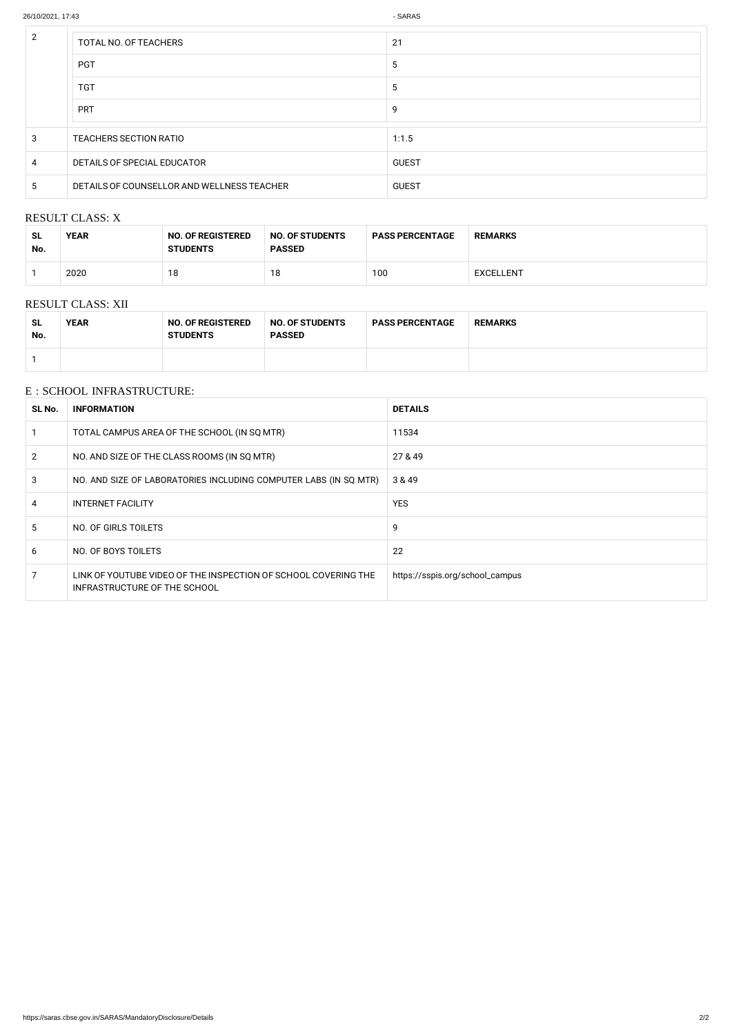| | | |
|---|---|---|
| 2 | TOTAL NO. OF TEACHERS | 21 |
| | PGT | 5 |
| | TGT | 5 |
| | PRT | 9 |
| 3 | TEACHERS SECTION RATIO | 1:1.5 |
| 4 | DETAILS OF SPECIAL EDUCATOR | GUEST |
| 5 | DETAILS OF COUNSELLOR AND WELLNESS TEACHER | GUEST |

## RESULT CLASS: X

| SL No. | YEAR | NO. OF REGISTERED STUDENTS | NO. OF STUDENTS PASSED | PASS PERCENTAGE | REMARKS |
|---|---|---|---|---|---|
| 1 | 2020 | 18 | 18 | 100 | EXCELLENT |

## RESULT CLASS: XII

| SL No. | YEAR | NO. OF REGISTERED STUDENTS | NO. OF STUDENTS PASSED | PASS PERCENTAGE | REMARKS |
|---|---|---|---|---|---|
| 1 | | | | | |

## E : SCHOOL INFRASTRUCTURE:

| SL No. | INFORMATION | DETAILS |
|---|---|---|
| 1 | TOTAL CAMPUS AREA OF THE SCHOOL (IN SQ MTR) | 11534 |
| 2 | NO. AND SIZE OF THE CLASS ROOMS (IN SQ MTR) | 27 & 49 |
| 3 | NO. AND SIZE OF LABORATORIES INCLUDING COMPUTER LABS (IN SQ MTR) | 3 & 49 |
| 4 | INTERNET FACILITY | YES |
| 5 | NO. OF GIRLS TOILETS | 9 |
| 6 | NO. OF BOYS TOILETS | 22 |
| 7 | LINK OF YOUTUBE VIDEO OF THE INSPECTION OF SCHOOL COVERING THE INFRASTRUCTURE OF THE SCHOOL | https://sspis.org/school_campus |